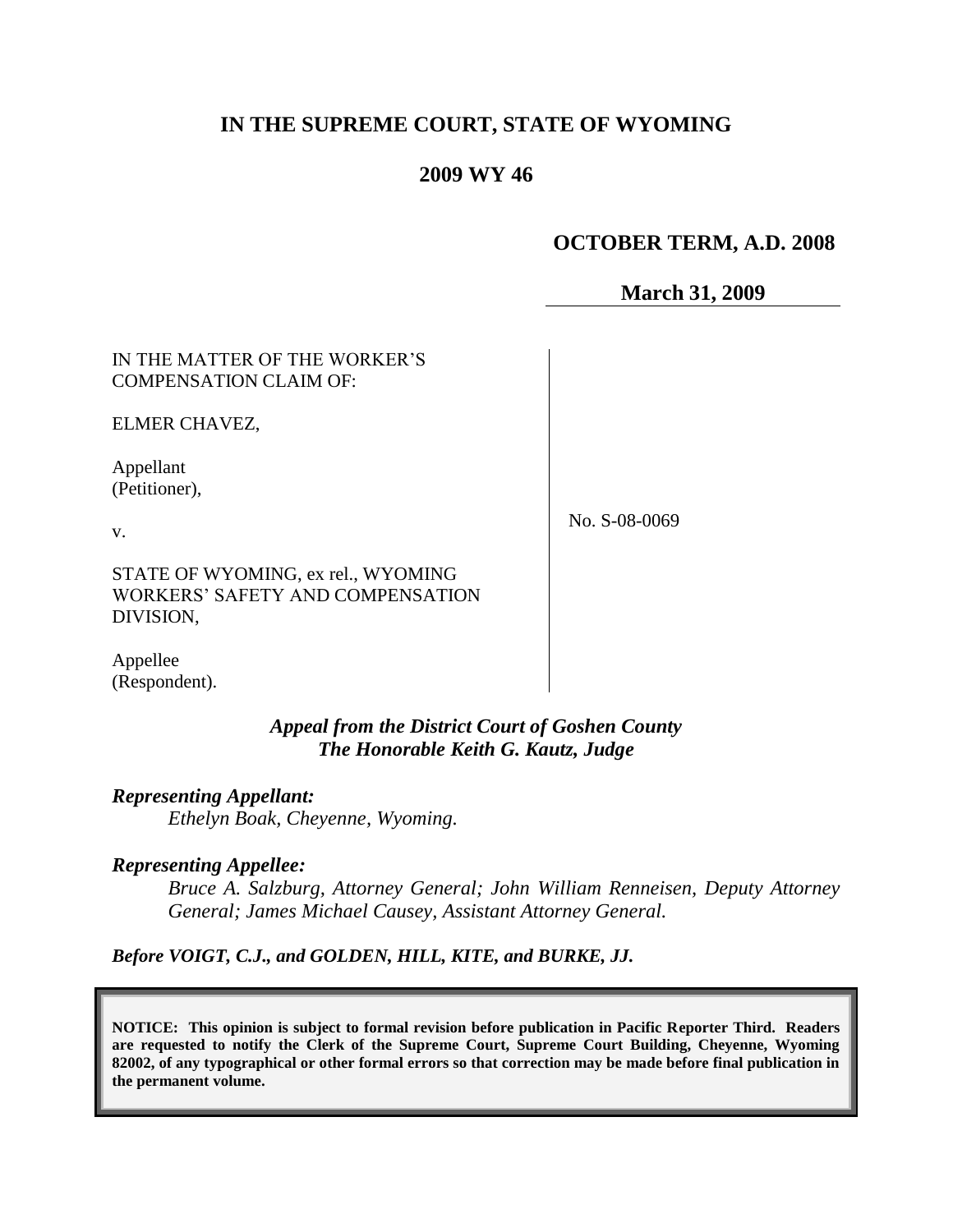# IN THE SUPREME COURT, STATE OF WYOMING

## 2009 WY 46

**OCTOBER TERM, A.D. 2008**

**March 31, 2009**

IN THE MATTER OF THE WORKER'S COMPENSATION CLAIM OF:

ELMER CHAVEZ,

Appellant
(Petitioner),

v.

STATE OF WYOMING, ex rel., WYOMING WORKERS' SAFETY AND COMPENSATION DIVISION,

Appellee
(Respondent).

No. S-08-0069

***Appeal from the District Court of Goshen County***
***The Honorable Keith G. Kautz, Judge***

***Representing Appellant:***

*Ethelyn Boak, Cheyenne, Wyoming.*

***Representing Appellee:***

*Bruce A. Salzburg, Attorney General; John William Renneisen, Deputy Attorney General; James Michael Causey, Assistant Attorney General.*

***Before VOIGT, C.J., and GOLDEN, HILL, KITE, and BURKE, JJ.***

**NOTICE: This opinion is subject to formal revision before publication in Pacific Reporter Third. Readers are requested to notify the Clerk of the Supreme Court, Supreme Court Building, Cheyenne, Wyoming 82002, of any typographical or other formal errors so that correction may be made before final publication in the permanent volume.**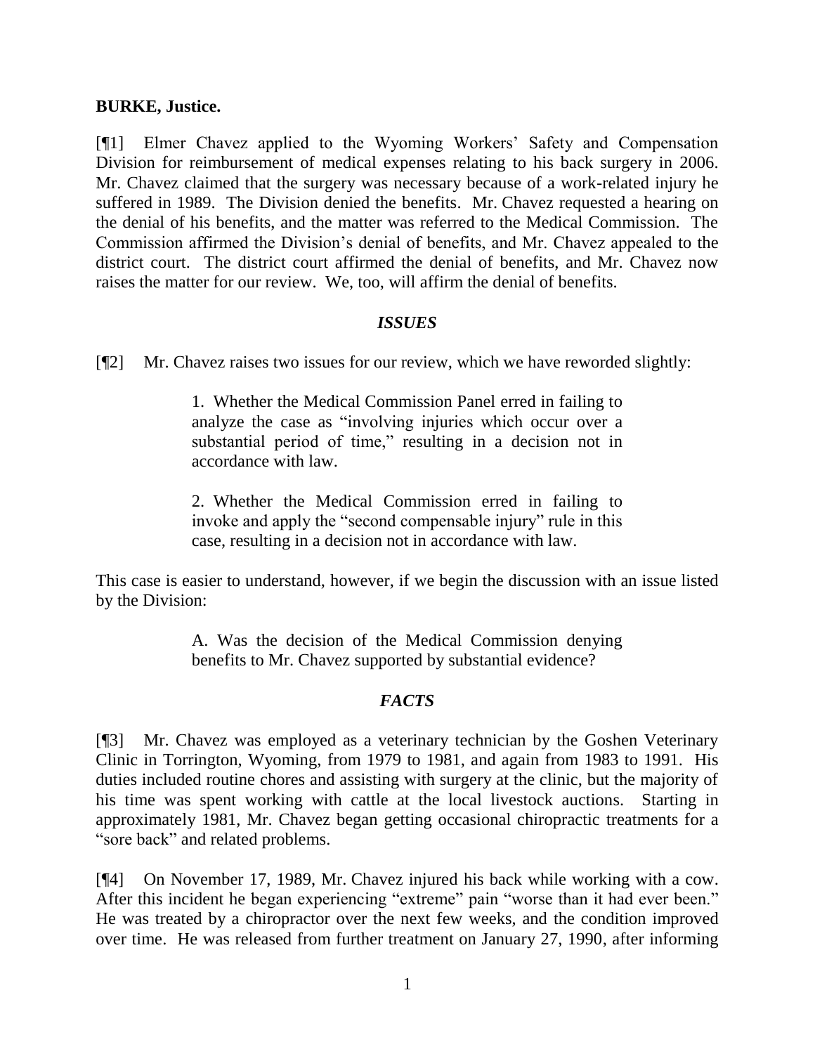**BURKE, Justice.**

[¶1] Elmer Chavez applied to the Wyoming Workers' Safety and Compensation Division for reimbursement of medical expenses relating to his back surgery in 2006. Mr. Chavez claimed that the surgery was necessary because of a work-related injury he suffered in 1989. The Division denied the benefits. Mr. Chavez requested a hearing on the denial of his benefits, and the matter was referred to the Medical Commission. The Commission affirmed the Division's denial of benefits, and Mr. Chavez appealed to the district court. The district court affirmed the denial of benefits, and Mr. Chavez now raises the matter for our review. We, too, will affirm the denial of benefits.

### *ISSUES*

[¶2] Mr. Chavez raises two issues for our review, which we have reworded slightly:

> 1. Whether the Medical Commission Panel erred in failing to analyze the case as "involving injuries which occur over a substantial period of time," resulting in a decision not in accordance with law.
>
> 2. Whether the Medical Commission erred in failing to invoke and apply the "second compensable injury" rule in this case, resulting in a decision not in accordance with law.

This case is easier to understand, however, if we begin the discussion with an issue listed by the Division:

> A. Was the decision of the Medical Commission denying benefits to Mr. Chavez supported by substantial evidence?

### *FACTS*

[¶3] Mr. Chavez was employed as a veterinary technician by the Goshen Veterinary Clinic in Torrington, Wyoming, from 1979 to 1981, and again from 1983 to 1991. His duties included routine chores and assisting with surgery at the clinic, but the majority of his time was spent working with cattle at the local livestock auctions. Starting in approximately 1981, Mr. Chavez began getting occasional chiropractic treatments for a "sore back" and related problems.

[¶4] On November 17, 1989, Mr. Chavez injured his back while working with a cow. After this incident he began experiencing "extreme" pain "worse than it had ever been." He was treated by a chiropractor over the next few weeks, and the condition improved over time. He was released from further treatment on January 27, 1990, after informing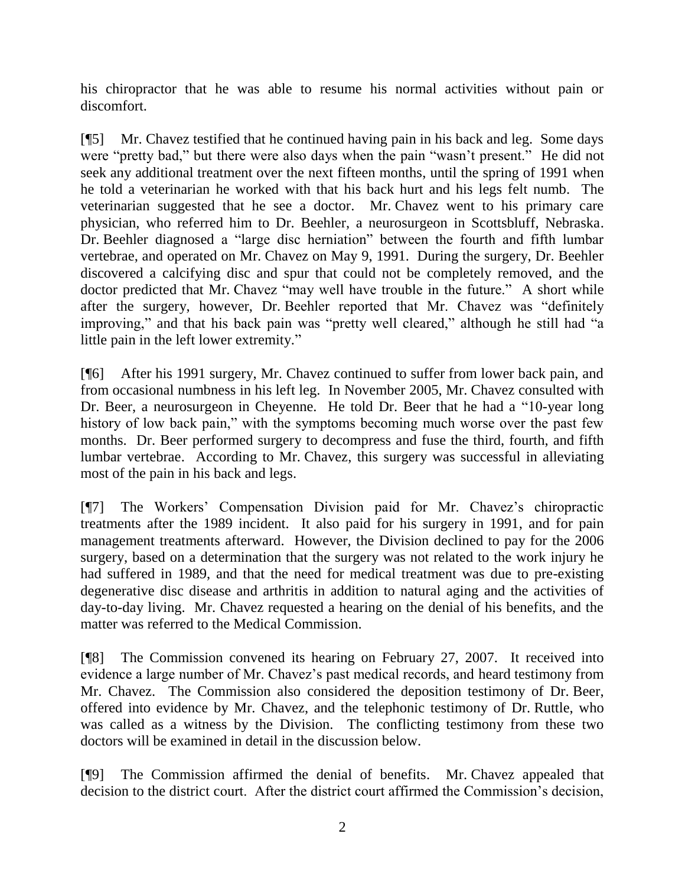his chiropractor that he was able to resume his normal activities without pain or discomfort.

[¶5] Mr. Chavez testified that he continued having pain in his back and leg. Some days were "pretty bad," but there were also days when the pain "wasn't present." He did not seek any additional treatment over the next fifteen months, until the spring of 1991 when he told a veterinarian he worked with that his back hurt and his legs felt numb. The veterinarian suggested that he see a doctor. Mr. Chavez went to his primary care physician, who referred him to Dr. Beehler, a neurosurgeon in Scottsbluff, Nebraska. Dr. Beehler diagnosed a "large disc herniation" between the fourth and fifth lumbar vertebrae, and operated on Mr. Chavez on May 9, 1991. During the surgery, Dr. Beehler discovered a calcifying disc and spur that could not be completely removed, and the doctor predicted that Mr. Chavez "may well have trouble in the future." A short while after the surgery, however, Dr. Beehler reported that Mr. Chavez was "definitely improving," and that his back pain was "pretty well cleared," although he still had "a little pain in the left lower extremity."

[¶6] After his 1991 surgery, Mr. Chavez continued to suffer from lower back pain, and from occasional numbness in his left leg. In November 2005, Mr. Chavez consulted with Dr. Beer, a neurosurgeon in Cheyenne. He told Dr. Beer that he had a "10-year long history of low back pain," with the symptoms becoming much worse over the past few months. Dr. Beer performed surgery to decompress and fuse the third, fourth, and fifth lumbar vertebrae. According to Mr. Chavez, this surgery was successful in alleviating most of the pain in his back and legs.

[¶7] The Workers' Compensation Division paid for Mr. Chavez's chiropractic treatments after the 1989 incident. It also paid for his surgery in 1991, and for pain management treatments afterward. However, the Division declined to pay for the 2006 surgery, based on a determination that the surgery was not related to the work injury he had suffered in 1989, and that the need for medical treatment was due to pre-existing degenerative disc disease and arthritis in addition to natural aging and the activities of day-to-day living. Mr. Chavez requested a hearing on the denial of his benefits, and the matter was referred to the Medical Commission.

[¶8] The Commission convened its hearing on February 27, 2007. It received into evidence a large number of Mr. Chavez's past medical records, and heard testimony from Mr. Chavez. The Commission also considered the deposition testimony of Dr. Beer, offered into evidence by Mr. Chavez, and the telephonic testimony of Dr. Ruttle, who was called as a witness by the Division. The conflicting testimony from these two doctors will be examined in detail in the discussion below.

[¶9] The Commission affirmed the denial of benefits. Mr. Chavez appealed that decision to the district court. After the district court affirmed the Commission's decision,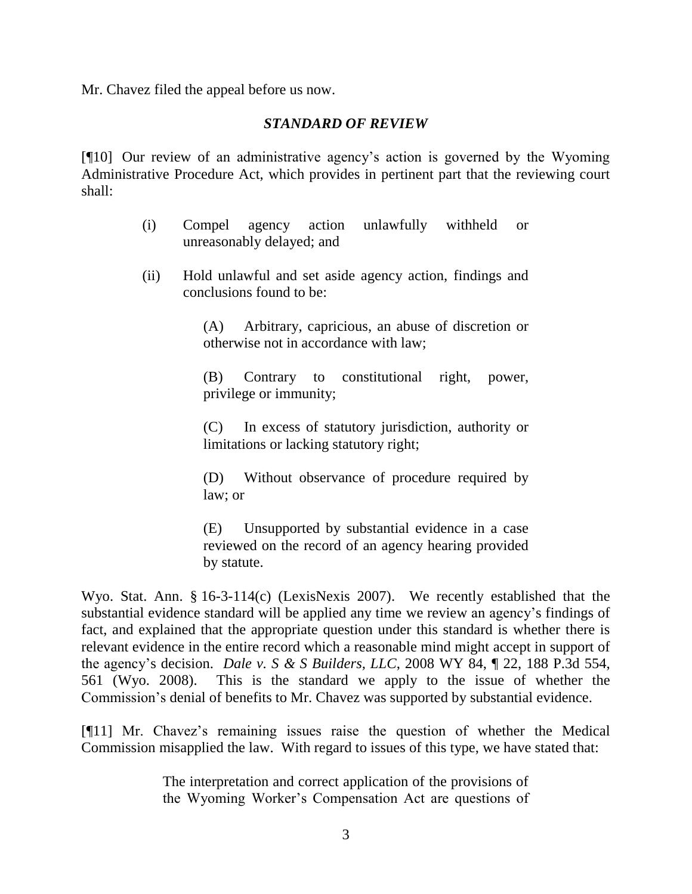Mr. Chavez filed the appeal before us now.

### *STANDARD OF REVIEW*

[¶10] Our review of an administrative agency's action is governed by the Wyoming Administrative Procedure Act, which provides in pertinent part that the reviewing court shall:

> (i) Compel agency action unlawfully withheld or unreasonably delayed; and
>
> (ii) Hold unlawful and set aside agency action, findings and conclusions found to be:
>
> > (A) Arbitrary, capricious, an abuse of discretion or otherwise not in accordance with law;
> >
> > (B) Contrary to constitutional right, power, privilege or immunity;
> >
> > (C) In excess of statutory jurisdiction, authority or limitations or lacking statutory right;
> >
> > (D) Without observance of procedure required by law; or
> >
> > (E) Unsupported by substantial evidence in a case reviewed on the record of an agency hearing provided by statute.

Wyo. Stat. Ann. § 16-3-114(c) (LexisNexis 2007). We recently established that the substantial evidence standard will be applied any time we review an agency's findings of fact, and explained that the appropriate question under this standard is whether there is relevant evidence in the entire record which a reasonable mind might accept in support of the agency's decision. *Dale v. S & S Builders, LLC*, 2008 WY 84, ¶ 22, 188 P.3d 554, 561 (Wyo. 2008). This is the standard we apply to the issue of whether the Commission's denial of benefits to Mr. Chavez was supported by substantial evidence.

[¶11] Mr. Chavez's remaining issues raise the question of whether the Medical Commission misapplied the law. With regard to issues of this type, we have stated that:

> The interpretation and correct application of the provisions of the Wyoming Worker's Compensation Act are questions of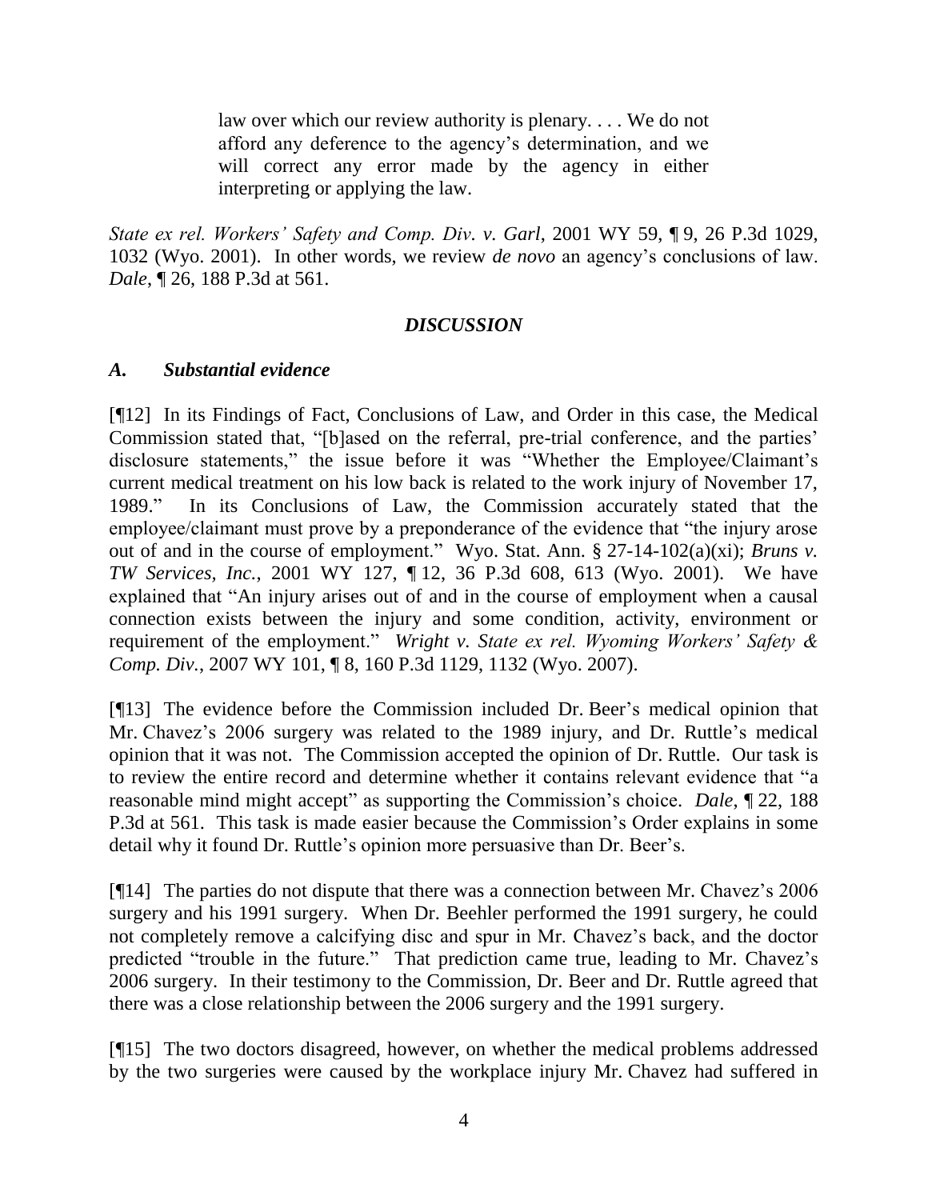> law over which our review authority is plenary. . . . We do not afford any deference to the agency's determination, and we will correct any error made by the agency in either interpreting or applying the law.

*State ex rel. Workers' Safety and Comp. Div. v. Garl*, 2001 WY 59, ¶ 9, 26 P.3d 1029, 1032 (Wyo. 2001). In other words, we review *de novo* an agency's conclusions of law. *Dale*, ¶ 26, 188 P.3d at 561.

### *DISCUSSION*

### *A. Substantial evidence*

[¶12] In its Findings of Fact, Conclusions of Law, and Order in this case, the Medical Commission stated that, "[b]ased on the referral, pre-trial conference, and the parties' disclosure statements," the issue before it was "Whether the Employee/Claimant's current medical treatment on his low back is related to the work injury of November 17, 1989." In its Conclusions of Law, the Commission accurately stated that the employee/claimant must prove by a preponderance of the evidence that "the injury arose out of and in the course of employment." Wyo. Stat. Ann. § 27-14-102(a)(xi); *Bruns v. TW Services, Inc.*, 2001 WY 127, ¶ 12, 36 P.3d 608, 613 (Wyo. 2001). We have explained that "An injury arises out of and in the course of employment when a causal connection exists between the injury and some condition, activity, environment or requirement of the employment." *Wright v. State ex rel. Wyoming Workers' Safety & Comp. Div.*, 2007 WY 101, ¶ 8, 160 P.3d 1129, 1132 (Wyo. 2007).

[¶13] The evidence before the Commission included Dr. Beer's medical opinion that Mr. Chavez's 2006 surgery was related to the 1989 injury, and Dr. Ruttle's medical opinion that it was not. The Commission accepted the opinion of Dr. Ruttle. Our task is to review the entire record and determine whether it contains relevant evidence that "a reasonable mind might accept" as supporting the Commission's choice. *Dale*, ¶ 22, 188 P.3d at 561. This task is made easier because the Commission's Order explains in some detail why it found Dr. Ruttle's opinion more persuasive than Dr. Beer's.

[¶14] The parties do not dispute that there was a connection between Mr. Chavez's 2006 surgery and his 1991 surgery. When Dr. Beehler performed the 1991 surgery, he could not completely remove a calcifying disc and spur in Mr. Chavez's back, and the doctor predicted "trouble in the future." That prediction came true, leading to Mr. Chavez's 2006 surgery. In their testimony to the Commission, Dr. Beer and Dr. Ruttle agreed that there was a close relationship between the 2006 surgery and the 1991 surgery.

[¶15] The two doctors disagreed, however, on whether the medical problems addressed by the two surgeries were caused by the workplace injury Mr. Chavez had suffered in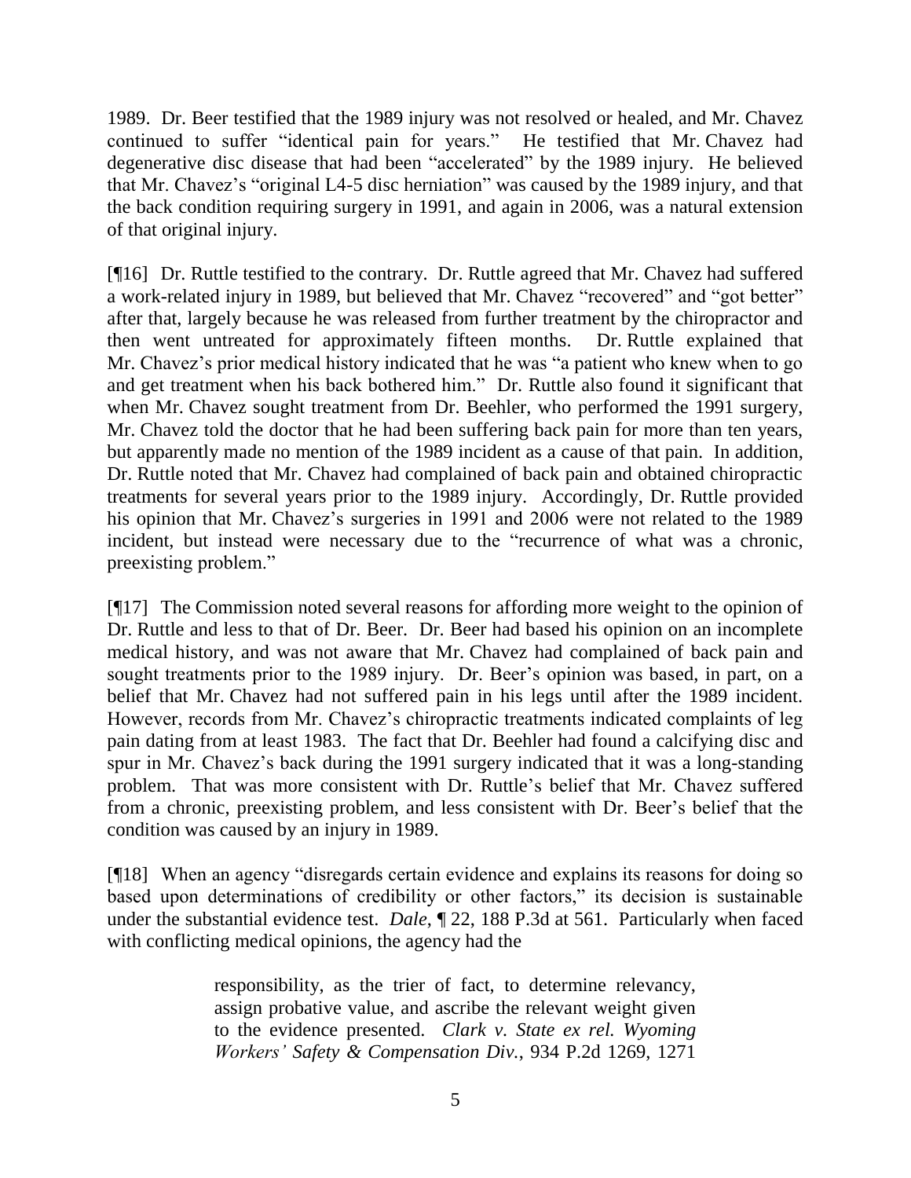1989. Dr. Beer testified that the 1989 injury was not resolved or healed, and Mr. Chavez continued to suffer "identical pain for years." He testified that Mr. Chavez had degenerative disc disease that had been "accelerated" by the 1989 injury. He believed that Mr. Chavez's "original L4-5 disc herniation" was caused by the 1989 injury, and that the back condition requiring surgery in 1991, and again in 2006, was a natural extension of that original injury.

[¶16] Dr. Ruttle testified to the contrary. Dr. Ruttle agreed that Mr. Chavez had suffered a work-related injury in 1989, but believed that Mr. Chavez "recovered" and "got better" after that, largely because he was released from further treatment by the chiropractor and then went untreated for approximately fifteen months. Dr. Ruttle explained that Mr. Chavez's prior medical history indicated that he was "a patient who knew when to go and get treatment when his back bothered him." Dr. Ruttle also found it significant that when Mr. Chavez sought treatment from Dr. Beehler, who performed the 1991 surgery, Mr. Chavez told the doctor that he had been suffering back pain for more than ten years, but apparently made no mention of the 1989 incident as a cause of that pain. In addition, Dr. Ruttle noted that Mr. Chavez had complained of back pain and obtained chiropractic treatments for several years prior to the 1989 injury. Accordingly, Dr. Ruttle provided his opinion that Mr. Chavez's surgeries in 1991 and 2006 were not related to the 1989 incident, but instead were necessary due to the "recurrence of what was a chronic, preexisting problem."

[¶17] The Commission noted several reasons for affording more weight to the opinion of Dr. Ruttle and less to that of Dr. Beer. Dr. Beer had based his opinion on an incomplete medical history, and was not aware that Mr. Chavez had complained of back pain and sought treatments prior to the 1989 injury. Dr. Beer's opinion was based, in part, on a belief that Mr. Chavez had not suffered pain in his legs until after the 1989 incident. However, records from Mr. Chavez's chiropractic treatments indicated complaints of leg pain dating from at least 1983. The fact that Dr. Beehler had found a calcifying disc and spur in Mr. Chavez's back during the 1991 surgery indicated that it was a long-standing problem. That was more consistent with Dr. Ruttle's belief that Mr. Chavez suffered from a chronic, preexisting problem, and less consistent with Dr. Beer's belief that the condition was caused by an injury in 1989.

[¶18] When an agency "disregards certain evidence and explains its reasons for doing so based upon determinations of credibility or other factors," its decision is sustainable under the substantial evidence test. *Dale*, ¶ 22, 188 P.3d at 561. Particularly when faced with conflicting medical opinions, the agency had the

> responsibility, as the trier of fact, to determine relevancy, assign probative value, and ascribe the relevant weight given to the evidence presented. *Clark v. State ex rel. Wyoming Workers' Safety & Compensation Div.*, 934 P.2d 1269, 1271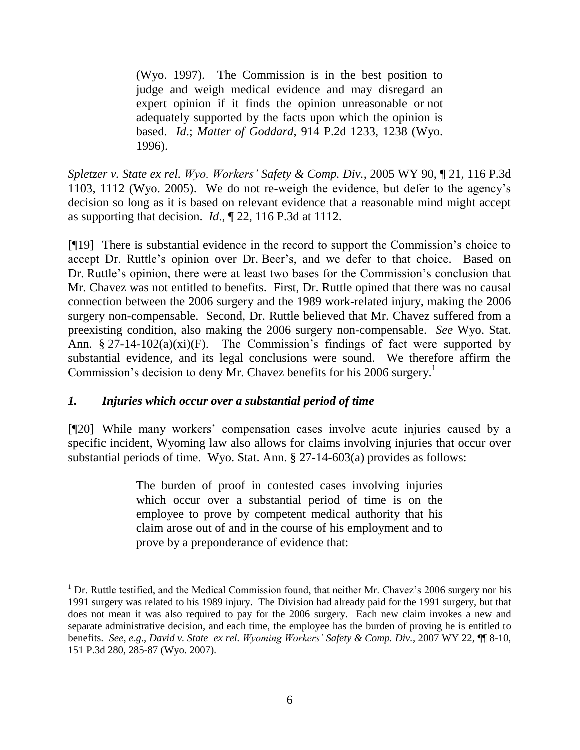> (Wyo. 1997). The Commission is in the best position to judge and weigh medical evidence and may disregard an expert opinion if it finds the opinion unreasonable or not adequately supported by the facts upon which the opinion is based. *Id*.; *Matter of Goddard*, 914 P.2d 1233, 1238 (Wyo. 1996).

*Spletzer v. State ex rel. Wyo. Workers' Safety & Comp. Div.*, 2005 WY 90, ¶ 21, 116 P.3d 1103, 1112 (Wyo. 2005). We do not re-weigh the evidence, but defer to the agency's decision so long as it is based on relevant evidence that a reasonable mind might accept as supporting that decision. *Id*., ¶ 22, 116 P.3d at 1112.

[¶19] There is substantial evidence in the record to support the Commission's choice to accept Dr. Ruttle's opinion over Dr. Beer's, and we defer to that choice. Based on Dr. Ruttle's opinion, there were at least two bases for the Commission's conclusion that Mr. Chavez was not entitled to benefits. First, Dr. Ruttle opined that there was no causal connection between the 2006 surgery and the 1989 work-related injury, making the 2006 surgery non-compensable. Second, Dr. Ruttle believed that Mr. Chavez suffered from a preexisting condition, also making the 2006 surgery non-compensable. *See* Wyo. Stat. Ann. § 27-14-102(a)(xi)(F). The Commission's findings of fact were supported by substantial evidence, and its legal conclusions were sound. We therefore affirm the Commission's decision to deny Mr. Chavez benefits for his 2006 surgery.[1]

### *1. Injuries which occur over a substantial period of time*

[¶20] While many workers' compensation cases involve acute injuries caused by a specific incident, Wyoming law also allows for claims involving injuries that occur over substantial periods of time. Wyo. Stat. Ann. § 27-14-603(a) provides as follows:

> The burden of proof in contested cases involving injuries which occur over a substantial period of time is on the employee to prove by competent medical authority that his claim arose out of and in the course of his employment and to prove by a preponderance of evidence that:

---

[1] Dr. Ruttle testified, and the Medical Commission found, that neither Mr. Chavez's 2006 surgery nor his 1991 surgery was related to his 1989 injury. The Division had already paid for the 1991 surgery, but that does not mean it was also required to pay for the 2006 surgery. Each new claim invokes a new and separate administrative decision, and each time, the employee has the burden of proving he is entitled to benefits. *See, e.g*., *David v. State ex rel. Wyoming Workers' Safety & Comp. Div.*, 2007 WY 22, ¶¶ 8-10, 151 P.3d 280, 285-87 (Wyo. 2007).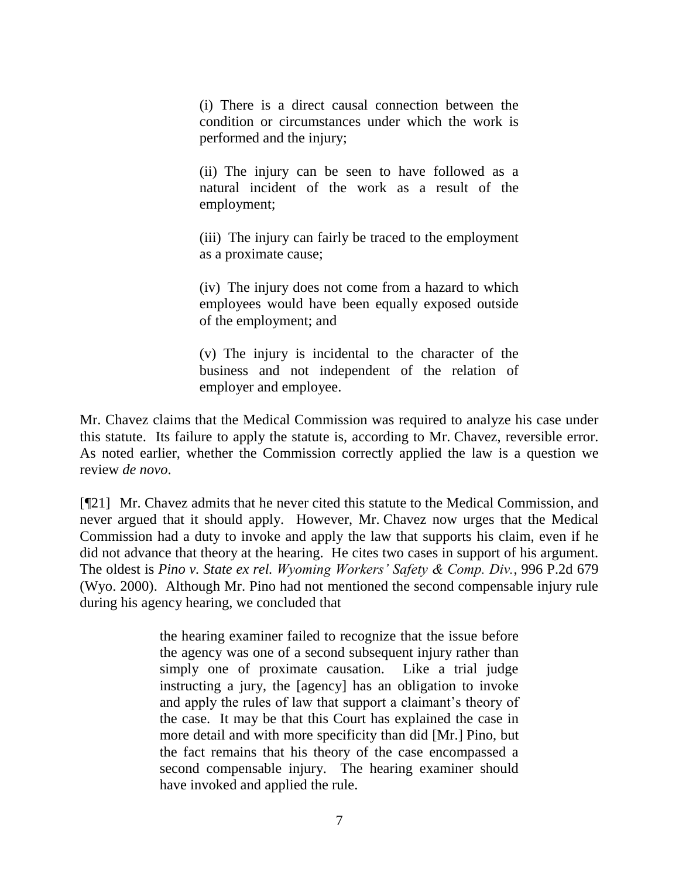> (i) There is a direct causal connection between the condition or circumstances under which the work is performed and the injury;
>
> (ii) The injury can be seen to have followed as a natural incident of the work as a result of the employment;
>
> (iii) The injury can fairly be traced to the employment as a proximate cause;
>
> (iv) The injury does not come from a hazard to which employees would have been equally exposed outside of the employment; and
>
> (v) The injury is incidental to the character of the business and not independent of the relation of employer and employee.

Mr. Chavez claims that the Medical Commission was required to analyze his case under this statute. Its failure to apply the statute is, according to Mr. Chavez, reversible error. As noted earlier, whether the Commission correctly applied the law is a question we review *de novo*.

[¶21] Mr. Chavez admits that he never cited this statute to the Medical Commission, and never argued that it should apply. However, Mr. Chavez now urges that the Medical Commission had a duty to invoke and apply the law that supports his claim, even if he did not advance that theory at the hearing. He cites two cases in support of his argument. The oldest is *Pino v. State ex rel. Wyoming Workers' Safety & Comp. Div.*, 996 P.2d 679 (Wyo. 2000). Although Mr. Pino had not mentioned the second compensable injury rule during his agency hearing, we concluded that

> the hearing examiner failed to recognize that the issue before the agency was one of a second subsequent injury rather than simply one of proximate causation. Like a trial judge instructing a jury, the [agency] has an obligation to invoke and apply the rules of law that support a claimant's theory of the case. It may be that this Court has explained the case in more detail and with more specificity than did [Mr.] Pino, but the fact remains that his theory of the case encompassed a second compensable injury. The hearing examiner should have invoked and applied the rule.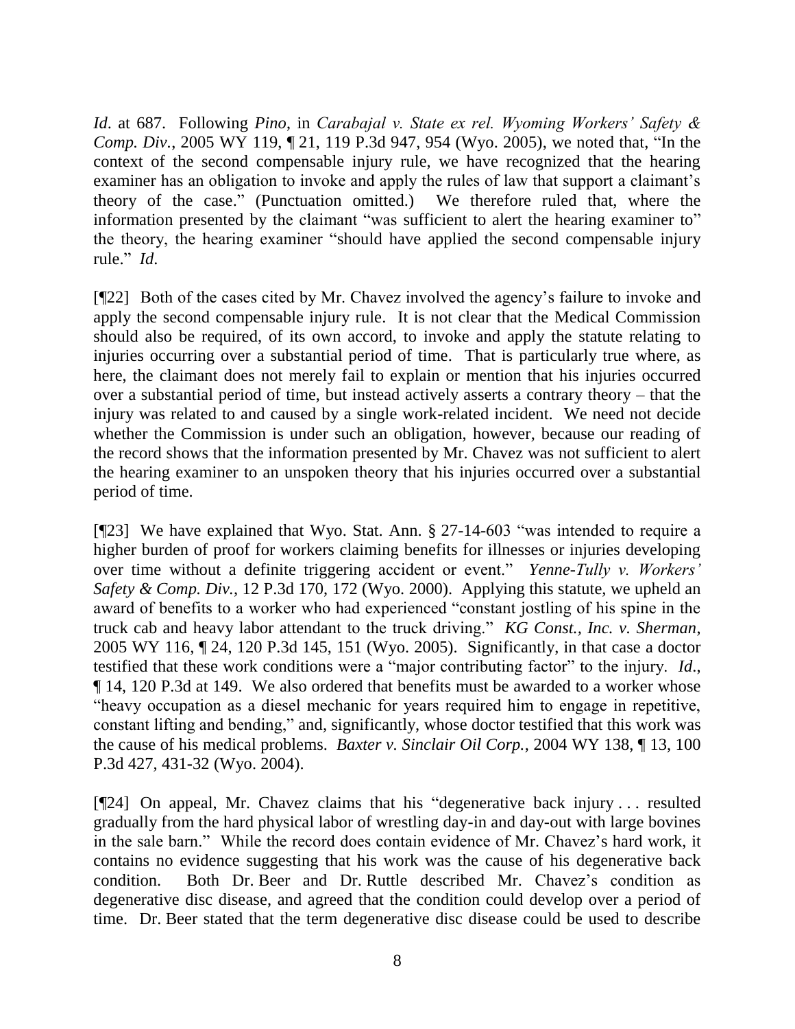*Id*. at 687. Following *Pino*, in *Carabajal v. State ex rel. Wyoming Workers' Safety & Comp. Div.*, 2005 WY 119, ¶ 21, 119 P.3d 947, 954 (Wyo. 2005), we noted that, "In the context of the second compensable injury rule, we have recognized that the hearing examiner has an obligation to invoke and apply the rules of law that support a claimant's theory of the case." (Punctuation omitted.) We therefore ruled that, where the information presented by the claimant "was sufficient to alert the hearing examiner to" the theory, the hearing examiner "should have applied the second compensable injury rule." *Id*.

[¶22] Both of the cases cited by Mr. Chavez involved the agency's failure to invoke and apply the second compensable injury rule. It is not clear that the Medical Commission should also be required, of its own accord, to invoke and apply the statute relating to injuries occurring over a substantial period of time. That is particularly true where, as here, the claimant does not merely fail to explain or mention that his injuries occurred over a substantial period of time, but instead actively asserts a contrary theory – that the injury was related to and caused by a single work-related incident. We need not decide whether the Commission is under such an obligation, however, because our reading of the record shows that the information presented by Mr. Chavez was not sufficient to alert the hearing examiner to an unspoken theory that his injuries occurred over a substantial period of time.

[¶23] We have explained that Wyo. Stat. Ann. § 27-14-603 "was intended to require a higher burden of proof for workers claiming benefits for illnesses or injuries developing over time without a definite triggering accident or event." *Yenne-Tully v. Workers' Safety & Comp. Div.*, 12 P.3d 170, 172 (Wyo. 2000). Applying this statute, we upheld an award of benefits to a worker who had experienced "constant jostling of his spine in the truck cab and heavy labor attendant to the truck driving." *KG Const., Inc. v. Sherman*, 2005 WY 116, ¶ 24, 120 P.3d 145, 151 (Wyo. 2005). Significantly, in that case a doctor testified that these work conditions were a "major contributing factor" to the injury. *Id*., ¶ 14, 120 P.3d at 149. We also ordered that benefits must be awarded to a worker whose "heavy occupation as a diesel mechanic for years required him to engage in repetitive, constant lifting and bending," and, significantly, whose doctor testified that this work was the cause of his medical problems. *Baxter v. Sinclair Oil Corp.*, 2004 WY 138, ¶ 13, 100 P.3d 427, 431-32 (Wyo. 2004).

[¶24] On appeal, Mr. Chavez claims that his "degenerative back injury . . . resulted gradually from the hard physical labor of wrestling day-in and day-out with large bovines in the sale barn." While the record does contain evidence of Mr. Chavez's hard work, it contains no evidence suggesting that his work was the cause of his degenerative back condition. Both Dr. Beer and Dr. Ruttle described Mr. Chavez's condition as degenerative disc disease, and agreed that the condition could develop over a period of time. Dr. Beer stated that the term degenerative disc disease could be used to describe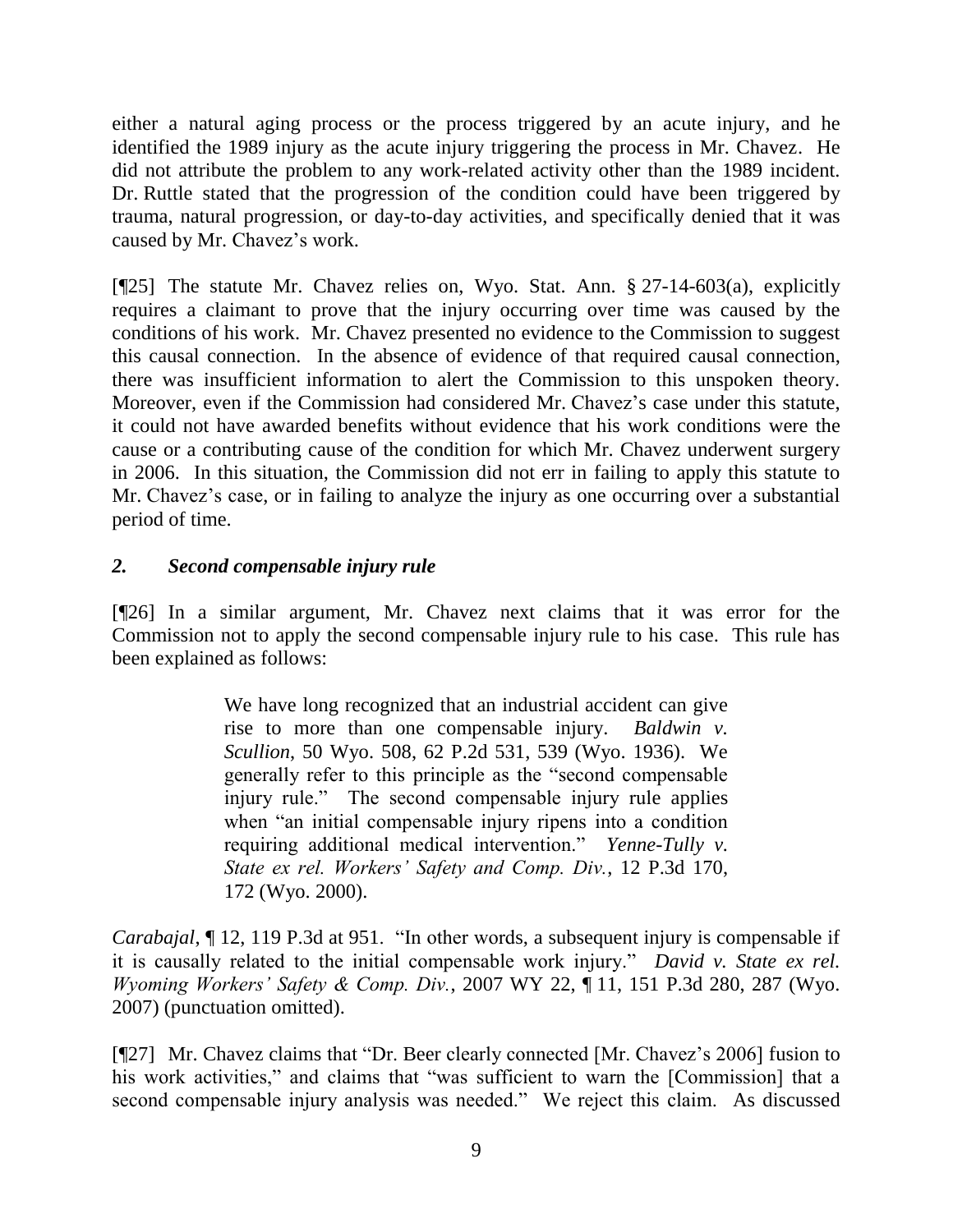either a natural aging process or the process triggered by an acute injury, and he identified the 1989 injury as the acute injury triggering the process in Mr. Chavez. He did not attribute the problem to any work-related activity other than the 1989 incident. Dr. Ruttle stated that the progression of the condition could have been triggered by trauma, natural progression, or day-to-day activities, and specifically denied that it was caused by Mr. Chavez's work.

[¶25] The statute Mr. Chavez relies on, Wyo. Stat. Ann. § 27-14-603(a), explicitly requires a claimant to prove that the injury occurring over time was caused by the conditions of his work. Mr. Chavez presented no evidence to the Commission to suggest this causal connection. In the absence of evidence of that required causal connection, there was insufficient information to alert the Commission to this unspoken theory. Moreover, even if the Commission had considered Mr. Chavez's case under this statute, it could not have awarded benefits without evidence that his work conditions were the cause or a contributing cause of the condition for which Mr. Chavez underwent surgery in 2006. In this situation, the Commission did not err in failing to apply this statute to Mr. Chavez's case, or in failing to analyze the injury as one occurring over a substantial period of time.

### *2. Second compensable injury rule*

[¶26] In a similar argument, Mr. Chavez next claims that it was error for the Commission not to apply the second compensable injury rule to his case. This rule has been explained as follows:

> We have long recognized that an industrial accident can give rise to more than one compensable injury. *Baldwin v. Scullion*, 50 Wyo. 508, 62 P.2d 531, 539 (Wyo. 1936). We generally refer to this principle as the "second compensable injury rule." The second compensable injury rule applies when "an initial compensable injury ripens into a condition requiring additional medical intervention." *Yenne-Tully v. State ex rel. Workers' Safety and Comp. Div.*, 12 P.3d 170, 172 (Wyo. 2000).

*Carabajal*, ¶ 12, 119 P.3d at 951. "In other words, a subsequent injury is compensable if it is causally related to the initial compensable work injury." *David v. State ex rel. Wyoming Workers' Safety & Comp. Div.*, 2007 WY 22, ¶ 11, 151 P.3d 280, 287 (Wyo. 2007) (punctuation omitted).

[¶27] Mr. Chavez claims that "Dr. Beer clearly connected [Mr. Chavez's 2006] fusion to his work activities," and claims that "was sufficient to warn the [Commission] that a second compensable injury analysis was needed." We reject this claim. As discussed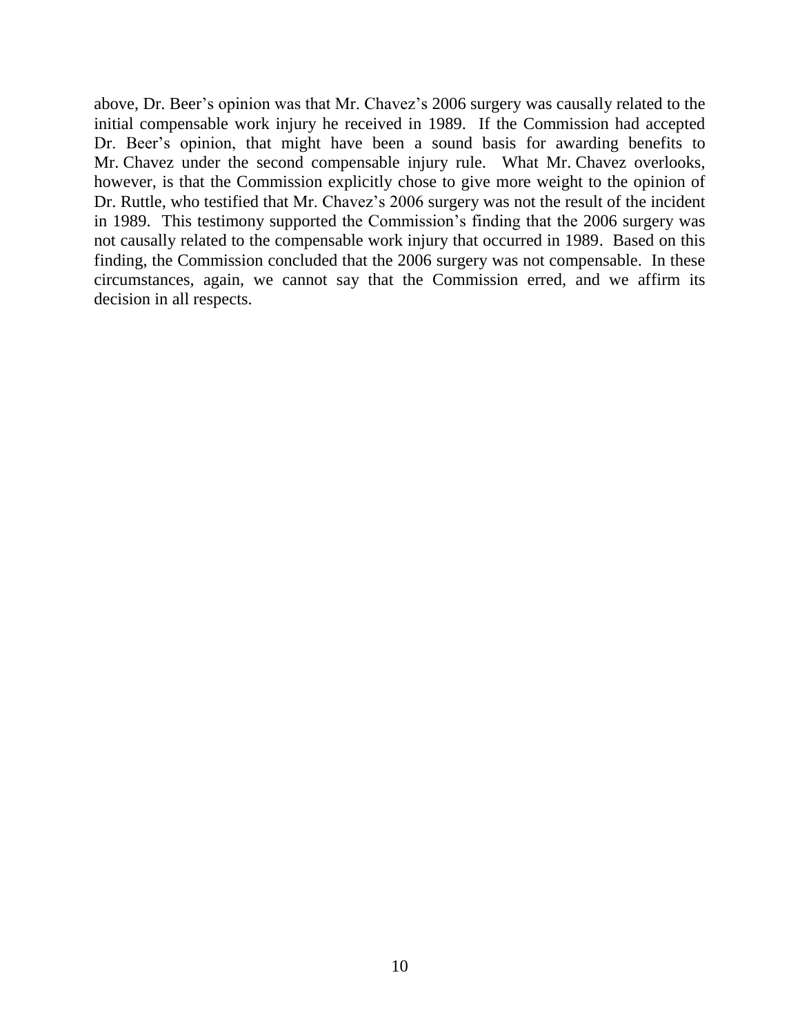above, Dr. Beer's opinion was that Mr. Chavez's 2006 surgery was causally related to the initial compensable work injury he received in 1989. If the Commission had accepted Dr. Beer's opinion, that might have been a sound basis for awarding benefits to Mr. Chavez under the second compensable injury rule. What Mr. Chavez overlooks, however, is that the Commission explicitly chose to give more weight to the opinion of Dr. Ruttle, who testified that Mr. Chavez's 2006 surgery was not the result of the incident in 1989. This testimony supported the Commission's finding that the 2006 surgery was not causally related to the compensable work injury that occurred in 1989. Based on this finding, the Commission concluded that the 2006 surgery was not compensable. In these circumstances, again, we cannot say that the Commission erred, and we affirm its decision in all respects.